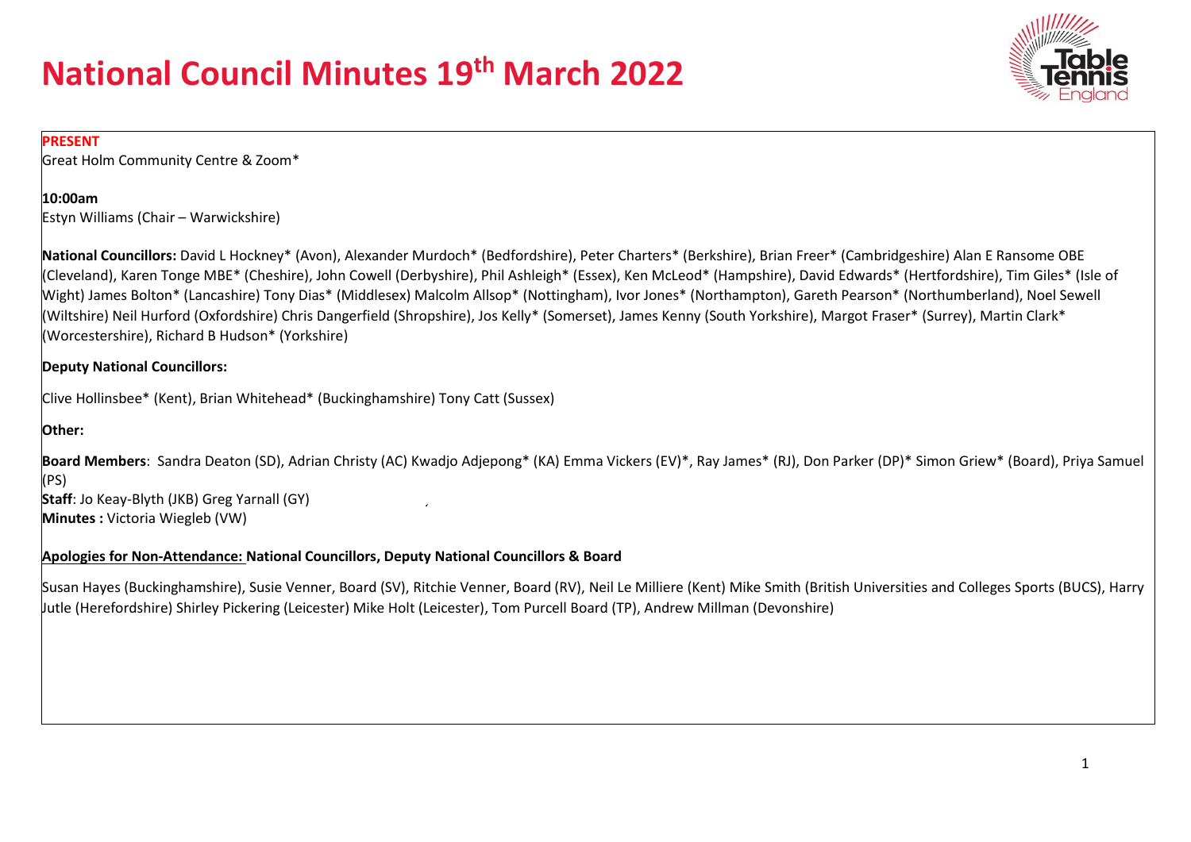# National Council Minutes 19th March 2022

**PRESENT**

Great Holm Community Centre & Zoom*

**10:00am**

Estyn Williams (Chair – Warwickshire)

**National Councillors:** David L Hockney* (Avon), Alexander Murdoch* (Bedfordshire), Peter Charters* (Berkshire), Brian Freer* (Cambridgeshire) Alan E Ransome OBE (Cleveland), Karen Tonge MBE* (Cheshire), John Cowell (Derbyshire), Phil Ashleigh* (Essex), Ken McLeod* (Hampshire), David Edwards* (Hertfordshire), Tim Giles* (Isle of Wight) James Bolton* (Lancashire) Tony Dias* (Middlesex) Malcolm Allsop* (Nottingham), Ivor Jones* (Northampton), Gareth Pearson* (Northumberland), Noel Sewell (Wiltshire) Neil Hurford (Oxfordshire) Chris Dangerfield (Shropshire), Jos Kelly* (Somerset), James Kenny (South Yorkshire), Margot Fraser* (Surrey), Martin Clark* (Worcestershire), Richard B Hudson* (Yorkshire)

**Deputy National Councillors:**

Clive Hollinsbee* (Kent), Brian Whitehead* (Buckinghamshire) Tony Catt (Sussex)

**Other:**

**Board Members**: Sandra Deaton (SD), Adrian Christy (AC) Kwadjo Adjepong* (KA) Emma Vickers (EV)*, Ray James* (RJ), Don Parker (DP)* Simon Griew* (Board), Priya Samuel (PS)
**Staff**: Jo Keay-Blyth (JKB) Greg Yarnall (GY)
**Minutes :** Victoria Wiegleb (VW)

**Apologies for Non-Attendance: National Councillors, Deputy National Councillors & Board**

Susan Hayes (Buckinghamshire), Susie Venner, Board (SV), Ritchie Venner, Board (RV), Neil Le Milliere (Kent) Mike Smith (British Universities and Colleges Sports (BUCS), Harry Jutle (Herefordshire) Shirley Pickering (Leicester) Mike Holt (Leicester), Tom Purcell Board (TP), Andrew Millman (Devonshire)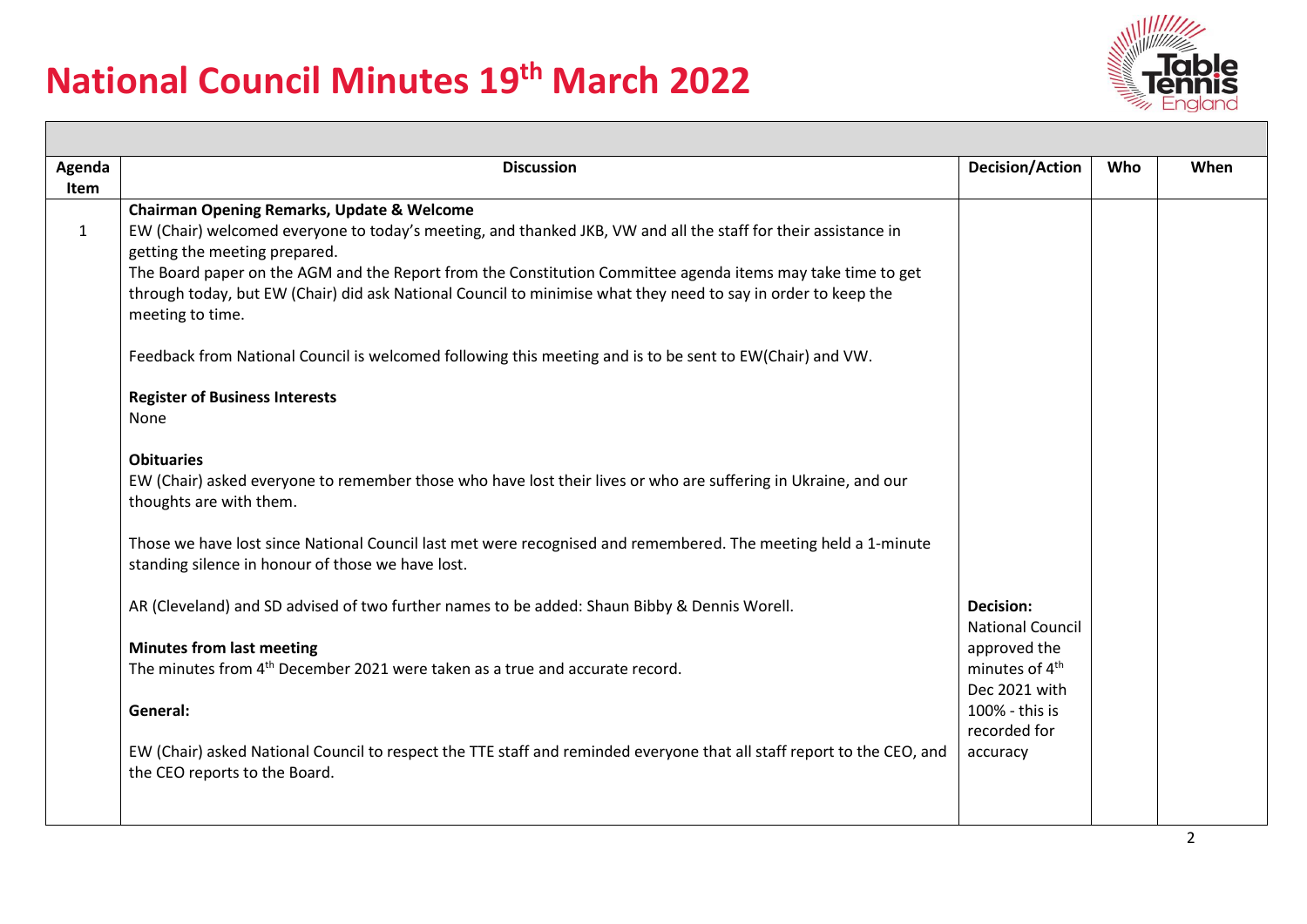# National Council Minutes 19th March 2022

| Agenda Item | Discussion | Decision/Action | Who | When |
|---|---|---|---|---|
| 1 | **Chairman Opening Remarks, Update & Welcome**<br>EW (Chair) welcomed everyone to today's meeting, and thanked JKB, VW and all the staff for their assistance in getting the meeting prepared.<br>The Board paper on the AGM and the Report from the Constitution Committee agenda items may take time to get through today, but EW (Chair) did ask National Council to minimise what they need to say in order to keep the meeting to time.<br><br>Feedback from National Council is welcomed following this meeting and is to be sent to EW(Chair) and VW.<br><br>**Register of Business Interests**<br>None<br><br>**Obituaries**<br>EW (Chair) asked everyone to remember those who have lost their lives or who are suffering in Ukraine, and our thoughts are with them.<br><br>Those we have lost since National Council last met were recognised and remembered. The meeting held a 1-minute standing silence in honour of those we have lost.<br><br>AR (Cleveland) and SD advised of two further names to be added: Shaun Bibby & Dennis Worell.<br><br>**Minutes from last meeting**<br>The minutes from 4th December 2021 were taken as a true and accurate record.<br><br>**General:**<br><br>EW (Chair) asked National Council to respect the TTE staff and reminded everyone that all staff report to the CEO, and the CEO reports to the Board. | **Decision:** National Council approved the minutes of 4th Dec 2021 with 100% - this is recorded for accuracy | | |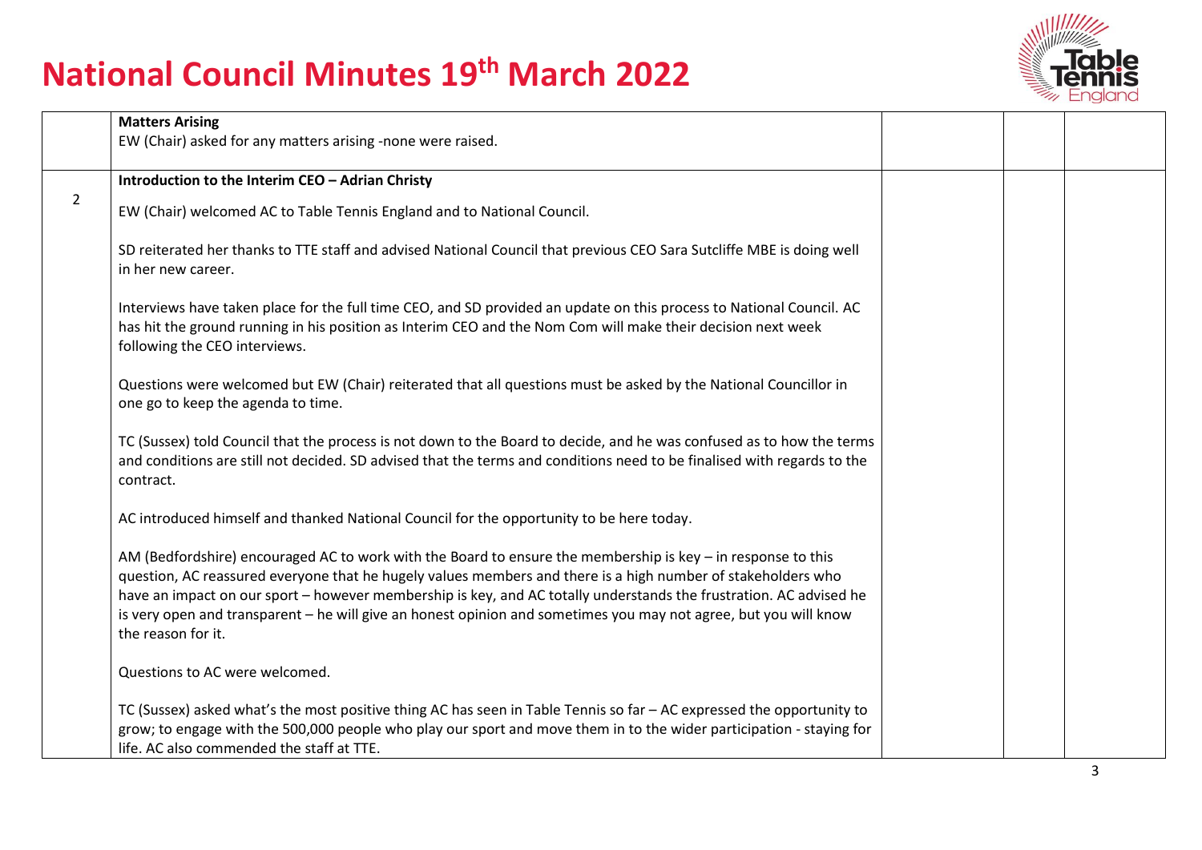# National Council Minutes 19th March 2022

| | | | | |
|---|---|---|---|---|
| | **Matters Arising**<br>EW (Chair) asked for any matters arising -none were raised. | | | |
| 2 | **Introduction to the Interim CEO – Adrian Christy**<br><br>EW (Chair) welcomed AC to Table Tennis England and to National Council.<br><br>SD reiterated her thanks to TTE staff and advised National Council that previous CEO Sara Sutcliffe MBE is doing well in her new career.<br><br>Interviews have taken place for the full time CEO, and SD provided an update on this process to National Council. AC has hit the ground running in his position as Interim CEO and the Nom Com will make their decision next week following the CEO interviews.<br><br>Questions were welcomed but EW (Chair) reiterated that all questions must be asked by the National Councillor in one go to keep the agenda to time.<br><br>TC (Sussex) told Council that the process is not down to the Board to decide, and he was confused as to how the terms and conditions are still not decided. SD advised that the terms and conditions need to be finalised with regards to the contract.<br><br>AC introduced himself and thanked National Council for the opportunity to be here today.<br><br>AM (Bedfordshire) encouraged AC to work with the Board to ensure the membership is key – in response to this question, AC reassured everyone that he hugely values members and there is a high number of stakeholders who have an impact on our sport – however membership is key, and AC totally understands the frustration. AC advised he is very open and transparent – he will give an honest opinion and sometimes you may not agree, but you will know the reason for it.<br><br>Questions to AC were welcomed.<br><br>TC (Sussex) asked what's the most positive thing AC has seen in Table Tennis so far – AC expressed the opportunity to grow; to engage with the 500,000 people who play our sport and move them in to the wider participation - staying for life. AC also commended the staff at TTE. | | | |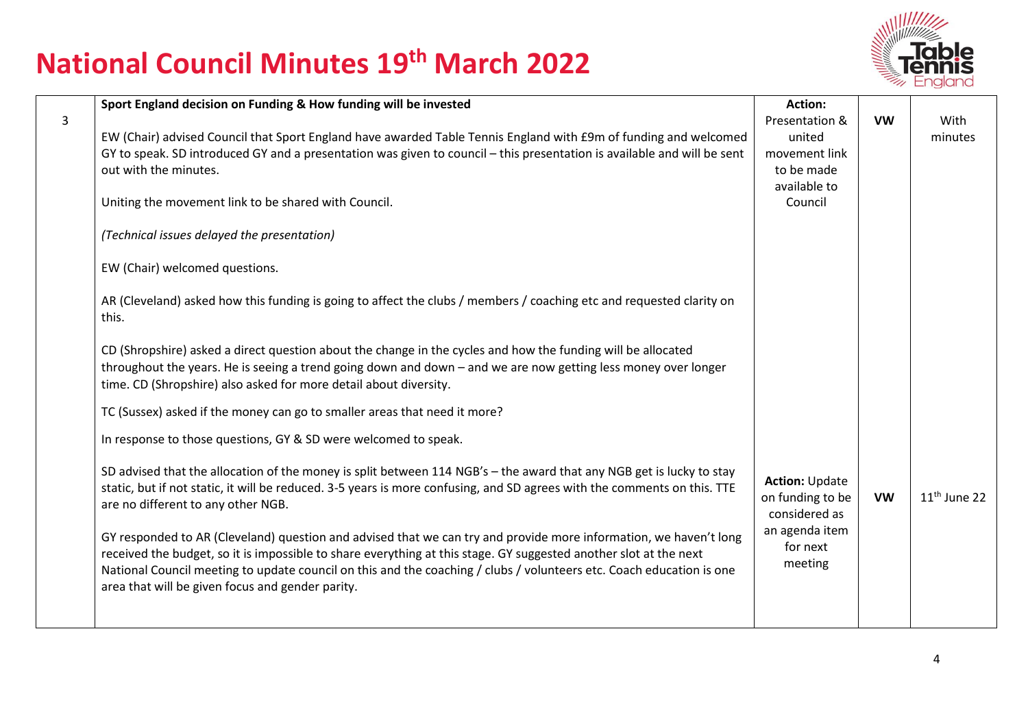# National Council Minutes 19th March 2022

| | | | | |
|---|---|---|---|---|
| 3 | **Sport England decision on Funding & How funding will be invested**<br><br>EW (Chair) advised Council that Sport England have awarded Table Tennis England with £9m of funding and welcomed GY to speak. SD introduced GY and a presentation was given to council – this presentation is available and will be sent out with the minutes.<br><br>Uniting the movement link to be shared with Council.<br><br>*(Technical issues delayed the presentation)*<br><br>EW (Chair) welcomed questions.<br><br>AR (Cleveland) asked how this funding is going to affect the clubs / members / coaching etc and requested clarity on this.<br><br>CD (Shropshire) asked a direct question about the change in the cycles and how the funding will be allocated throughout the years. He is seeing a trend going down and down – and we are now getting less money over longer time. CD (Shropshire) also asked for more detail about diversity.<br><br>TC (Sussex) asked if the money can go to smaller areas that need it more?<br><br>In response to those questions, GY & SD were welcomed to speak.<br><br>SD advised that the allocation of the money is split between 114 NGB's – the award that any NGB get is lucky to stay static, but if not static, it will be reduced. 3-5 years is more confusing, and SD agrees with the comments on this. TTE are no different to any other NGB.<br><br>GY responded to AR (Cleveland) question and advised that we can try and provide more information, we haven't long received the budget, so it is impossible to share everything at this stage. GY suggested another slot at the next National Council meeting to update council on this and the coaching / clubs / volunteers etc. Coach education is one area that will be given focus and gender parity. | **Action:** Presentation & united movement link to be made available to Council<br><br>**Action:** Update on funding to be considered as an agenda item for next meeting | **VW**<br><br>**VW** | With minutes<br><br>11th June 22 |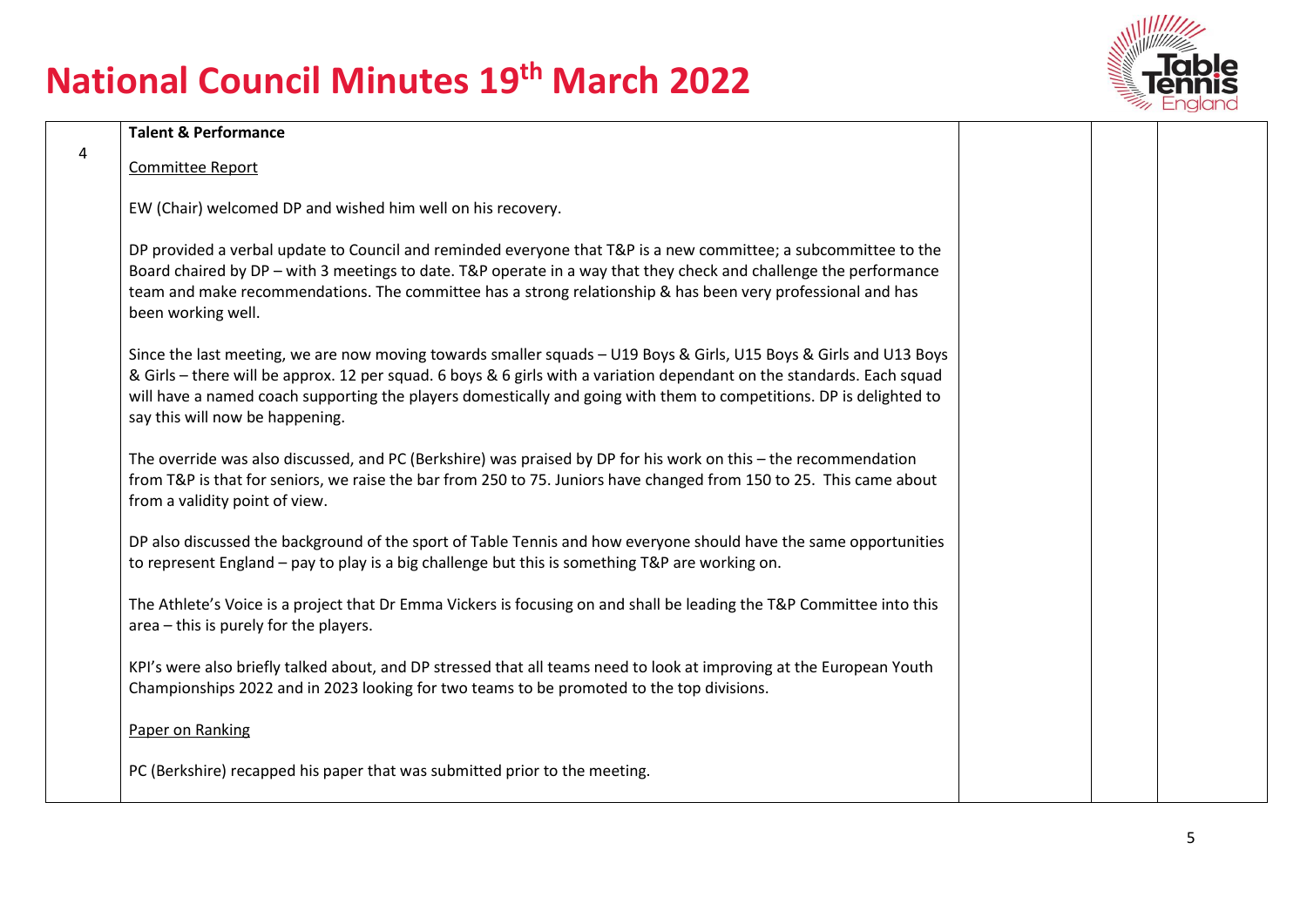# National Council Minutes 19th March 2022

| | | | | |
|---|---|---|---|---|
| 4 | **Talent & Performance**<br><br><u>Committee Report</u><br><br>EW (Chair) welcomed DP and wished him well on his recovery.<br><br>DP provided a verbal update to Council and reminded everyone that T&P is a new committee; a subcommittee to the Board chaired by DP – with 3 meetings to date. T&P operate in a way that they check and challenge the performance team and make recommendations. The committee has a strong relationship & has been very professional and has been working well.<br><br>Since the last meeting, we are now moving towards smaller squads – U19 Boys & Girls, U15 Boys & Girls and U13 Boys & Girls – there will be approx. 12 per squad. 6 boys & 6 girls with a variation dependant on the standards. Each squad will have a named coach supporting the players domestically and going with them to competitions. DP is delighted to say this will now be happening.<br><br>The override was also discussed, and PC (Berkshire) was praised by DP for his work on this – the recommendation from T&P is that for seniors, we raise the bar from 250 to 75. Juniors have changed from 150 to 25. This came about from a validity point of view.<br><br>DP also discussed the background of the sport of Table Tennis and how everyone should have the same opportunities to represent England – pay to play is a big challenge but this is something T&P are working on.<br><br>The Athlete's Voice is a project that Dr Emma Vickers is focusing on and shall be leading the T&P Committee into this area – this is purely for the players.<br><br>KPI's were also briefly talked about, and DP stressed that all teams need to look at improving at the European Youth Championships 2022 and in 2023 looking for two teams to be promoted to the top divisions.<br><br><u>Paper on Ranking</u><br><br>PC (Berkshire) recapped his paper that was submitted prior to the meeting. | | | |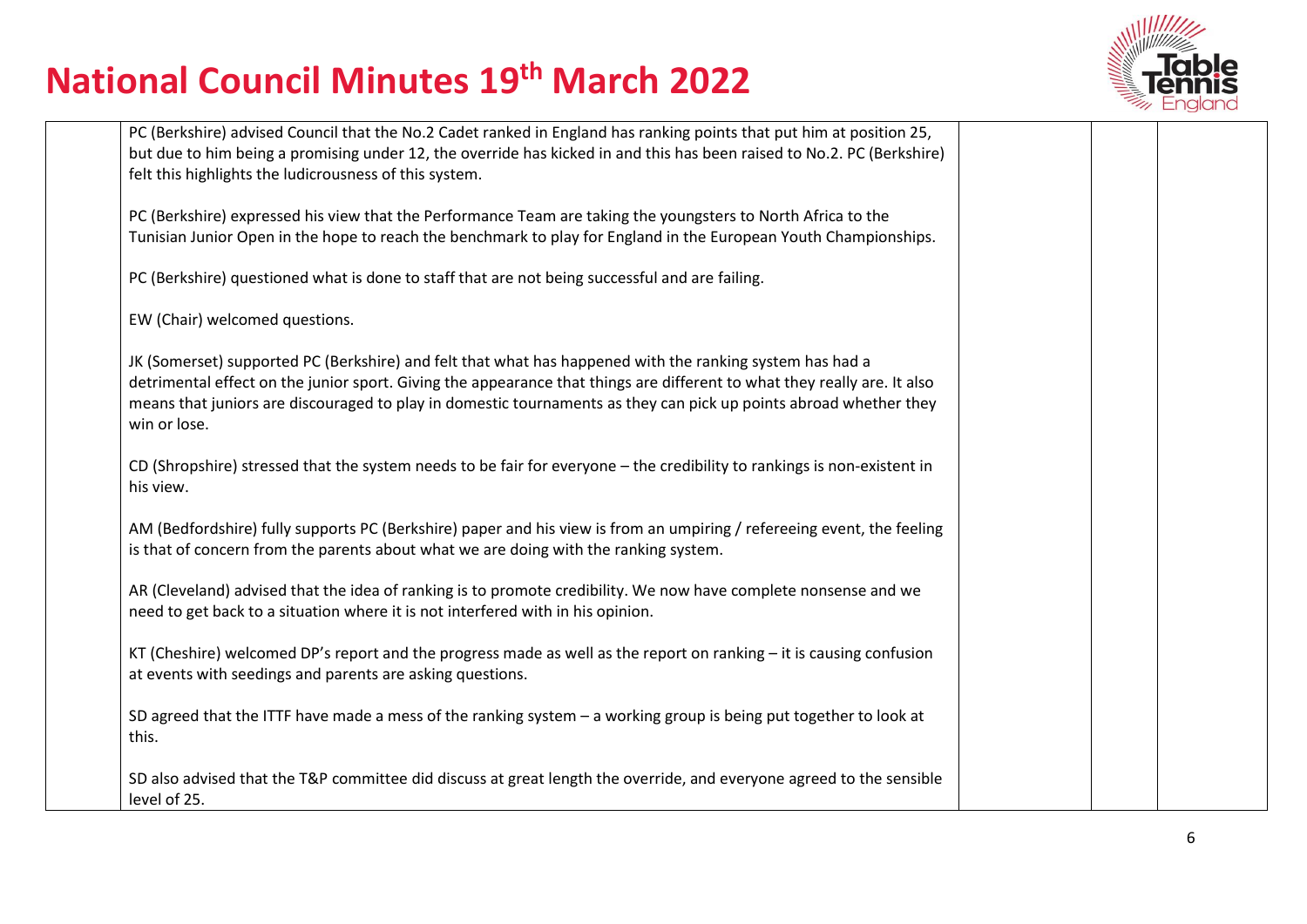PC (Berkshire) advised Council that the No.2 Cadet ranked in England has ranking points that put him at position 25, but due to him being a promising under 12, the override has kicked in and this has been raised to No.2. PC (Berkshire) felt this highlights the ludicrousness of this system.

PC (Berkshire) expressed his view that the Performance Team are taking the youngsters to North Africa to the Tunisian Junior Open in the hope to reach the benchmark to play for England in the European Youth Championships.

PC (Berkshire) questioned what is done to staff that are not being successful and are failing.

EW (Chair) welcomed questions.

JK (Somerset) supported PC (Berkshire) and felt that what has happened with the ranking system has had a detrimental effect on the junior sport. Giving the appearance that things are different to what they really are. It also means that juniors are discouraged to play in domestic tournaments as they can pick up points abroad whether they win or lose.

CD (Shropshire) stressed that the system needs to be fair for everyone – the credibility to rankings is non-existent in his view.

AM (Bedfordshire) fully supports PC (Berkshire) paper and his view is from an umpiring / refereeing event, the feeling is that of concern from the parents about what we are doing with the ranking system.

AR (Cleveland) advised that the idea of ranking is to promote credibility. We now have complete nonsense and we need to get back to a situation where it is not interfered with in his opinion.

KT (Cheshire) welcomed DP's report and the progress made as well as the report on ranking – it is causing confusion at events with seedings and parents are asking questions.

SD agreed that the ITTF have made a mess of the ranking system – a working group is being put together to look at this.

SD also advised that the T&P committee did discuss at great length the override, and everyone agreed to the sensible level of 25.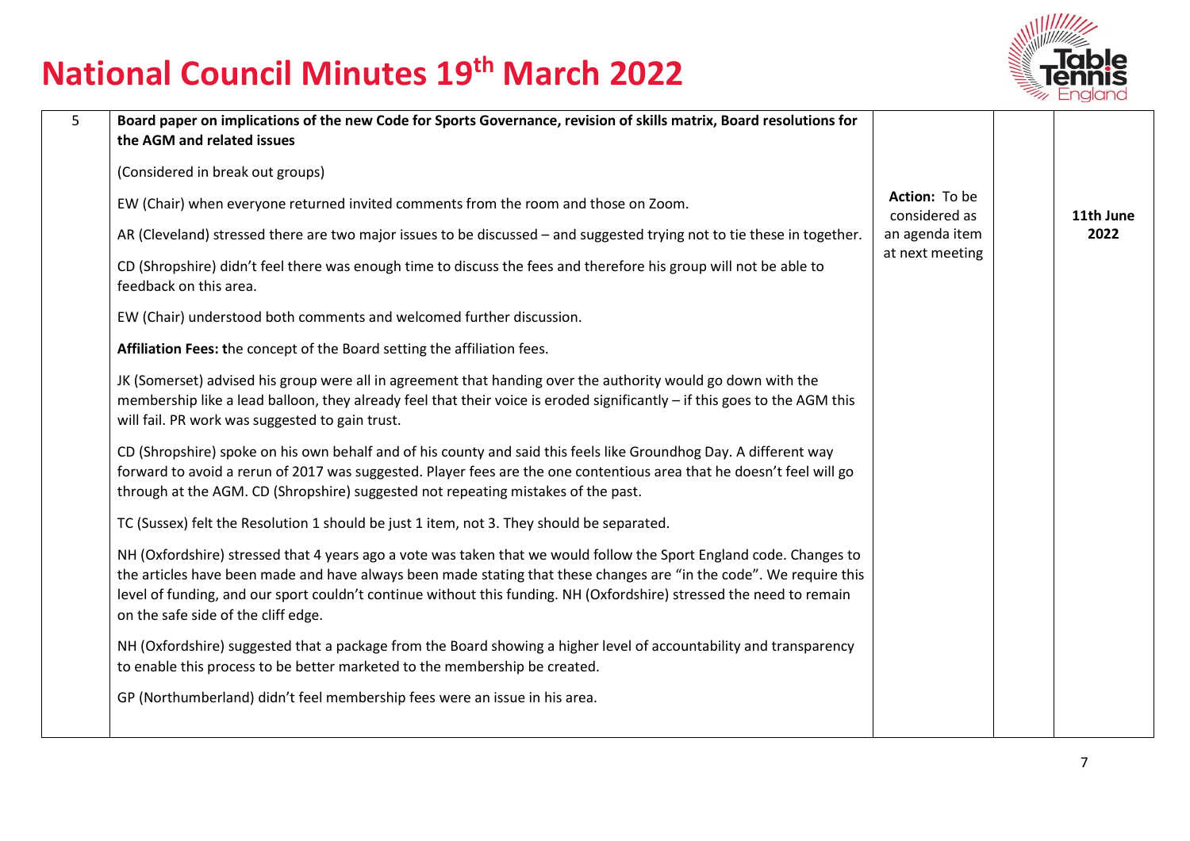# National Council Minutes 19th March 2022

| 5 | **Board paper on implications of the new Code for Sports Governance, revision of skills matrix, Board resolutions for the AGM and related issues**<br><br>(Considered in break out groups)<br><br>EW (Chair) when everyone returned invited comments from the room and those on Zoom.<br><br>AR (Cleveland) stressed there are two major issues to be discussed – and suggested trying not to tie these in together.<br><br>CD (Shropshire) didn't feel there was enough time to discuss the fees and therefore his group will not be able to feedback on this area.<br><br>EW (Chair) understood both comments and welcomed further discussion.<br><br>**Affiliation Fees: t**he concept of the Board setting the affiliation fees.<br><br>JK (Somerset) advised his group were all in agreement that handing over the authority would go down with the membership like a lead balloon, they already feel that their voice is eroded significantly – if this goes to the AGM this will fail. PR work was suggested to gain trust.<br><br>CD (Shropshire) spoke on his own behalf and of his county and said this feels like Groundhog Day. A different way forward to avoid a rerun of 2017 was suggested. Player fees are the one contentious area that he doesn't feel will go through at the AGM. CD (Shropshire) suggested not repeating mistakes of the past.<br><br>TC (Sussex) felt the Resolution 1 should be just 1 item, not 3. They should be separated.<br><br>NH (Oxfordshire) stressed that 4 years ago a vote was taken that we would follow the Sport England code. Changes to the articles have been made and have always been made stating that these changes are "in the code". We require this level of funding, and our sport couldn't continue without this funding. NH (Oxfordshire) stressed the need to remain on the safe side of the cliff edge.<br><br>NH (Oxfordshire) suggested that a package from the Board showing a higher level of accountability and transparency to enable this process to be better marketed to the membership be created.<br><br>GP (Northumberland) didn't feel membership fees were an issue in his area. | **Action:** To be considered as an agenda item at next meeting | | **11th June 2022** |
|---|---|---|---|---|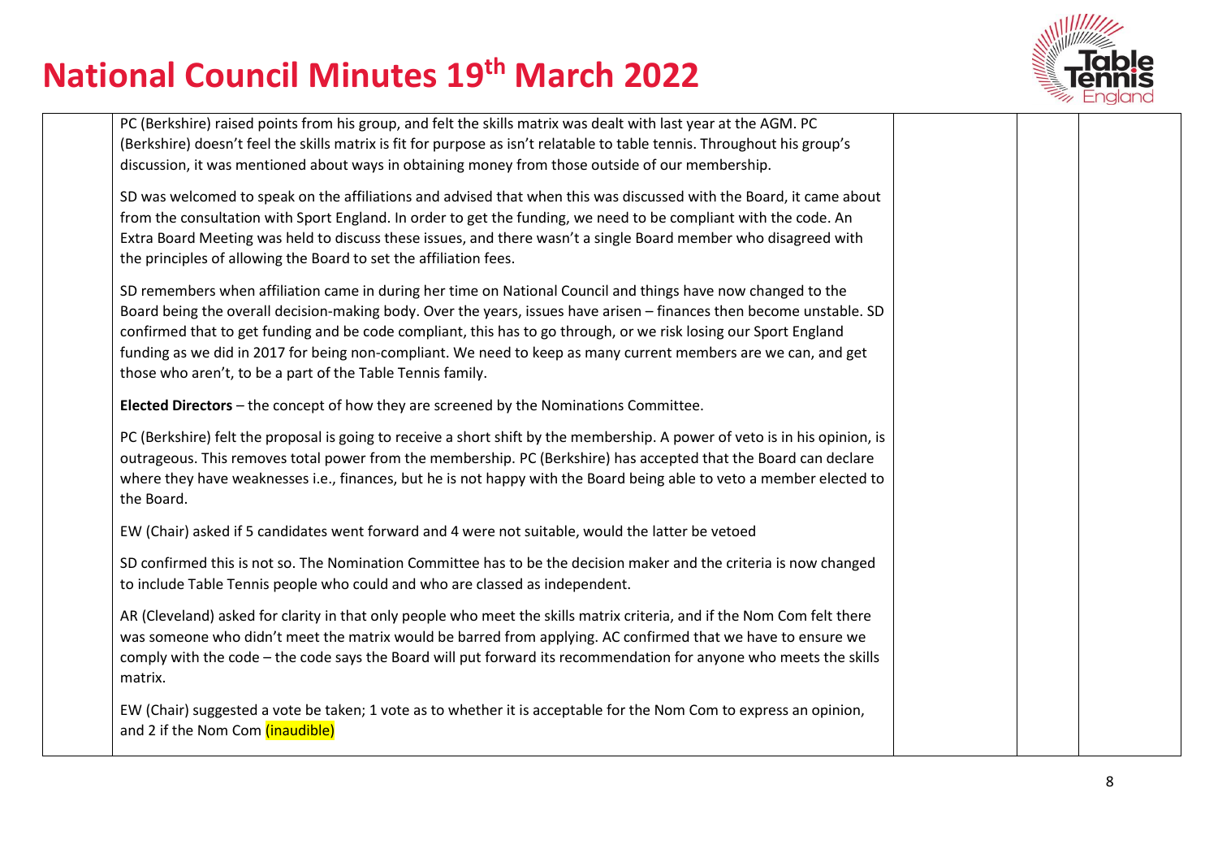# National Council Minutes 19th March 2022

| | | | | |
|---|---|---|---|---|
| | PC (Berkshire) raised points from his group, and felt the skills matrix was dealt with last year at the AGM. PC (Berkshire) doesn't feel the skills matrix is fit for purpose as isn't relatable to table tennis. Throughout his group's discussion, it was mentioned about ways in obtaining money from those outside of our membership.<br><br>SD was welcomed to speak on the affiliations and advised that when this was discussed with the Board, it came about from the consultation with Sport England. In order to get the funding, we need to be compliant with the code. An Extra Board Meeting was held to discuss these issues, and there wasn't a single Board member who disagreed with the principles of allowing the Board to set the affiliation fees.<br><br>SD remembers when affiliation came in during her time on National Council and things have now changed to the Board being the overall decision-making body. Over the years, issues have arisen – finances then become unstable. SD confirmed that to get funding and be code compliant, this has to go through, or we risk losing our Sport England funding as we did in 2017 for being non-compliant. We need to keep as many current members are we can, and get those who aren't, to be a part of the Table Tennis family.<br><br>**Elected Directors** – the concept of how they are screened by the Nominations Committee.<br><br>PC (Berkshire) felt the proposal is going to receive a short shift by the membership. A power of veto is in his opinion, is outrageous. This removes total power from the membership. PC (Berkshire) has accepted that the Board can declare where they have weaknesses i.e., finances, but he is not happy with the Board being able to veto a member elected to the Board.<br><br>EW (Chair) asked if 5 candidates went forward and 4 were not suitable, would the latter be vetoed<br><br>SD confirmed this is not so. The Nomination Committee has to be the decision maker and the criteria is now changed to include Table Tennis people who could and who are classed as independent.<br><br>AR (Cleveland) asked for clarity in that only people who meet the skills matrix criteria, and if the Nom Com felt there was someone who didn't meet the matrix would be barred from applying. AC confirmed that we have to ensure we comply with the code – the code says the Board will put forward its recommendation for anyone who meets the skills matrix.<br><br>EW (Chair) suggested a vote be taken; 1 vote as to whether it is acceptable for the Nom Com to express an opinion, and 2 if the Nom Com (inaudible) | | | |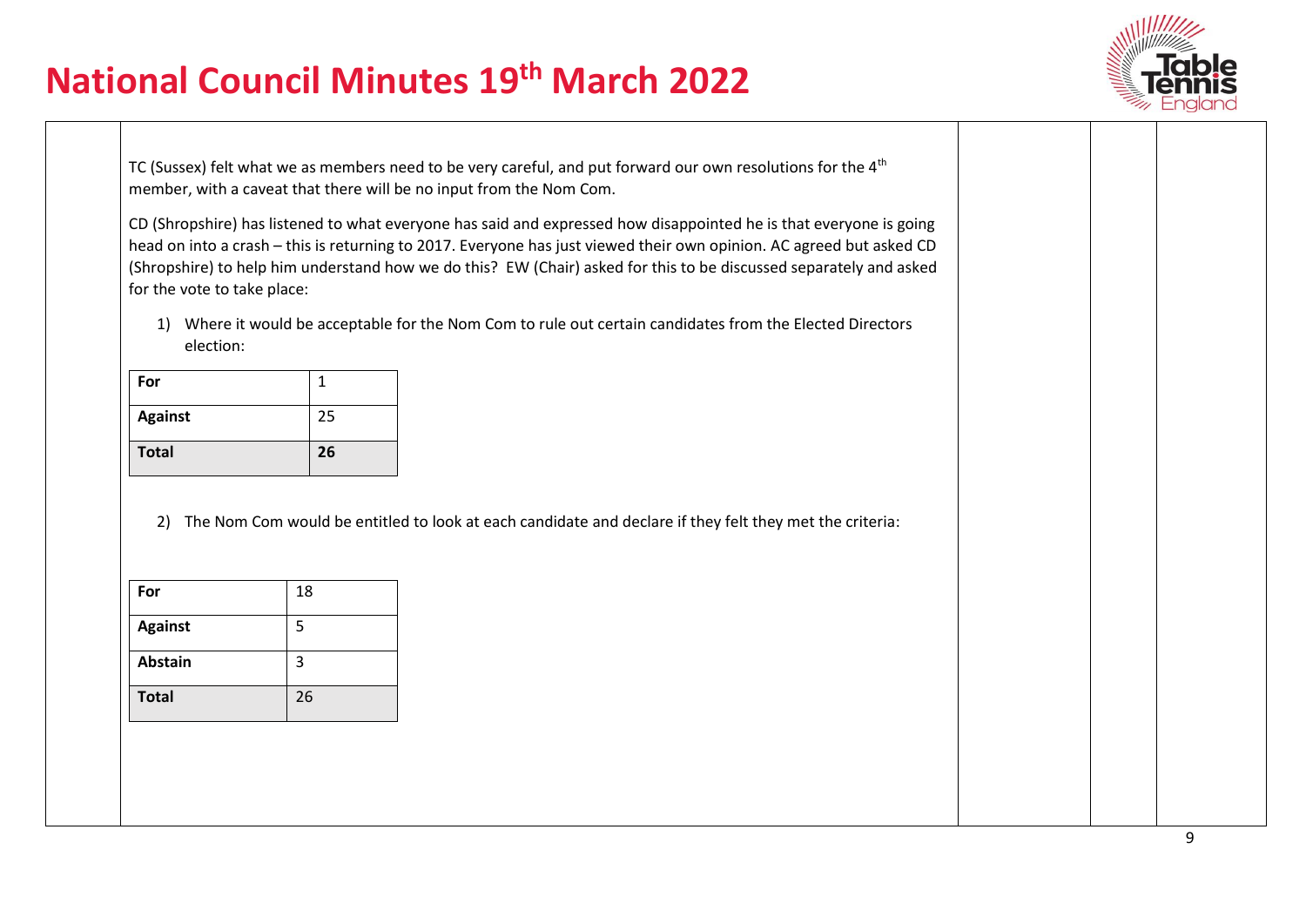# National Council Minutes 19th March 2022

TC (Sussex) felt what we as members need to be very careful, and put forward our own resolutions for the 4th member, with a caveat that there will be no input from the Nom Com.

CD (Shropshire) has listened to what everyone has said and expressed how disappointed he is that everyone is going head on into a crash – this is returning to 2017. Everyone has just viewed their own opinion. AC agreed but asked CD (Shropshire) to help him understand how we do this? EW (Chair) asked for this to be discussed separately and asked for the vote to take place:

1) Where it would be acceptable for the Nom Com to rule out certain candidates from the Elected Directors election:

| **For** | 1 |
|---|---|
| **Against** | 25 |
| **Total** | **26** |

2) The Nom Com would be entitled to look at each candidate and declare if they felt they met the criteria:

| **For** | 18 |
|---|---|
| **Against** | 5 |
| **Abstain** | 3 |
| **Total** | 26 |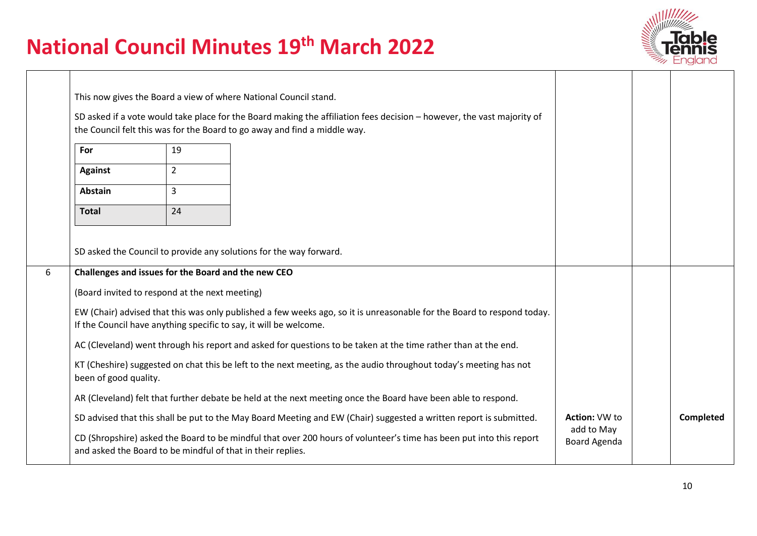# National Council Minutes 19th March 2022

| | | | | |
|---|---|---|---|---|
| | This now gives the Board a view of where National Council stand.<br><br>SD asked if a vote would take place for the Board making the affiliation fees decision – however, the vast majority of the Council felt this was for the Board to go away and find a middle way.<br><br>**For**: 19<br>**Against**: 2<br>**Abstain**: 3<br>**Total**: 24<br><br>SD asked the Council to provide any solutions for the way forward. | | | |
| 6 | **Challenges and issues for the Board and the new CEO**<br><br>(Board invited to respond at the next meeting)<br><br>EW (Chair) advised that this was only published a few weeks ago, so it is unreasonable for the Board to respond today. If the Council have anything specific to say, it will be welcome.<br><br>AC (Cleveland) went through his report and asked for questions to be taken at the time rather than at the end.<br><br>KT (Cheshire) suggested on chat this be left to the next meeting, as the audio throughout today's meeting has not been of good quality.<br><br>AR (Cleveland) felt that further debate be held at the next meeting once the Board have been able to respond.<br><br>SD advised that this shall be put to the May Board Meeting and EW (Chair) suggested a written report is submitted.<br><br>CD (Shropshire) asked the Board to be mindful that over 200 hours of volunteer's time has been put into this report and asked the Board to be mindful of that in their replies. | **Action:** VW to add to May Board Agenda | | **Completed** |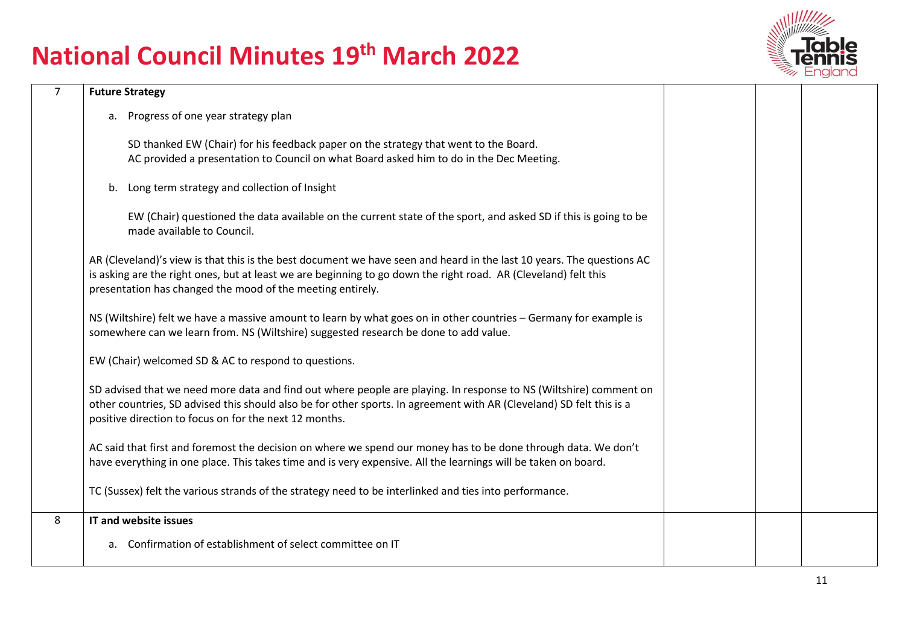| | | | | |
|---|---|---|---|---|
| 7 | **Future Strategy**<br><br>a. Progress of one year strategy plan<br><br>SD thanked EW (Chair) for his feedback paper on the strategy that went to the Board.<br>AC provided a presentation to Council on what Board asked him to do in the Dec Meeting.<br><br>b. Long term strategy and collection of Insight<br><br>EW (Chair) questioned the data available on the current state of the sport, and asked SD if this is going to be made available to Council.<br><br>AR (Cleveland)'s view is that this is the best document we have seen and heard in the last 10 years. The questions AC is asking are the right ones, but at least we are beginning to go down the right road. AR (Cleveland) felt this presentation has changed the mood of the meeting entirely.<br><br>NS (Wiltshire) felt we have a massive amount to learn by what goes on in other countries – Germany for example is somewhere can we learn from. NS (Wiltshire) suggested research be done to add value.<br><br>EW (Chair) welcomed SD & AC to respond to questions.<br><br>SD advised that we need more data and find out where people are playing. In response to NS (Wiltshire) comment on other countries, SD advised this should also be for other sports. In agreement with AR (Cleveland) SD felt this is a positive direction to focus on for the next 12 months.<br><br>AC said that first and foremost the decision on where we spend our money has to be done through data. We don't have everything in one place. This takes time and is very expensive. All the learnings will be taken on board.<br><br>TC (Sussex) felt the various strands of the strategy need to be interlinked and ties into performance. | | | |
| 8 | **IT and website issues**<br><br>a. Confirmation of establishment of select committee on IT | | | |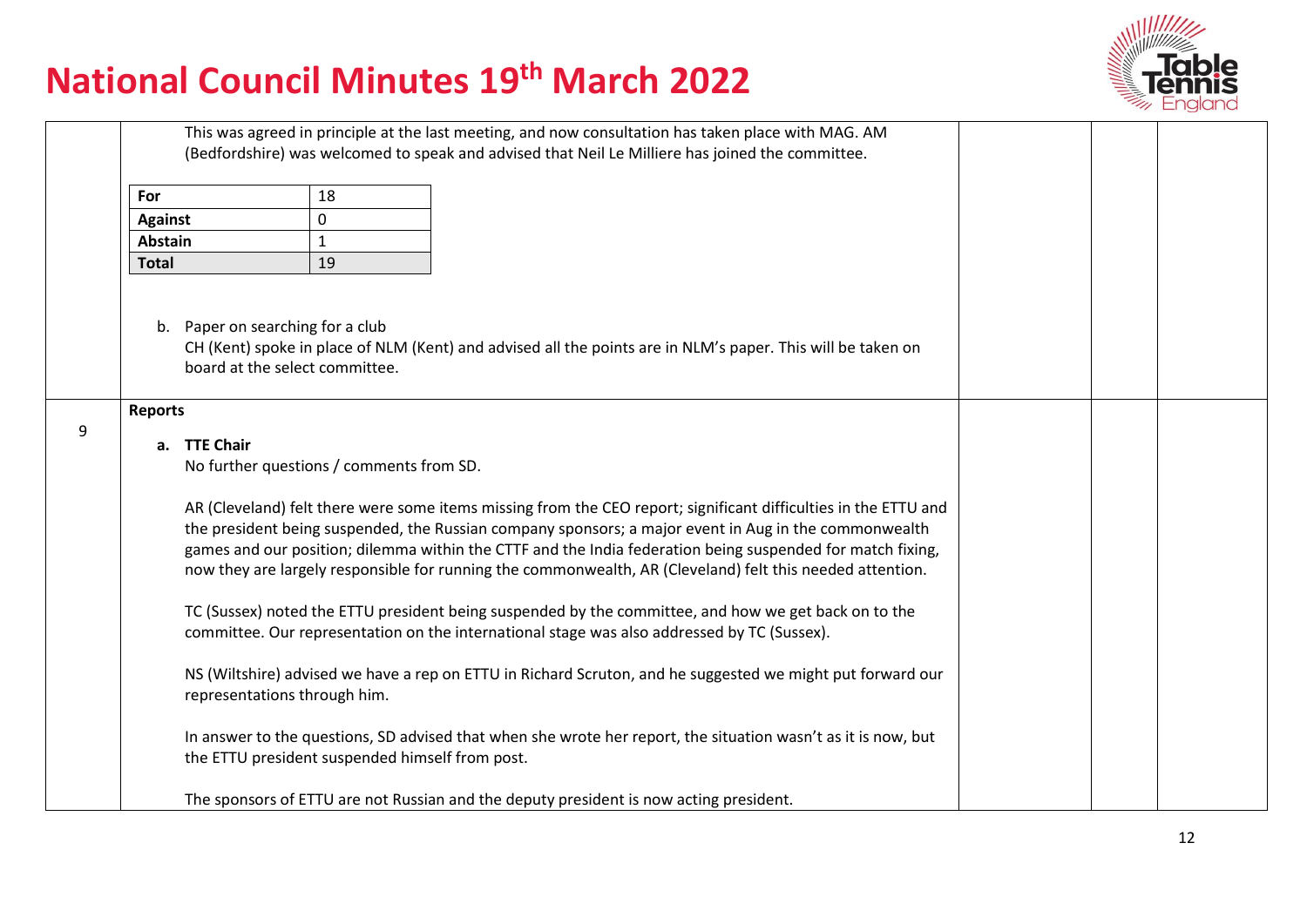This was agreed in principle at the last meeting, and now consultation has taken place with MAG. AM (Bedfordshire) was welcomed to speak and advised that Neil Le Milliere has joined the committee.

| For | 18 |
|---|---|
| Against | 0 |
| Abstain | 1 |
| **Total** | 19 |

b. Paper on searching for a club

CH (Kent) spoke in place of NLM (Kent) and advised all the points are in NLM's paper. This will be taken on board at the select committee.

9 **Reports**

**a. TTE Chair**

No further questions / comments from SD.

AR (Cleveland) felt there were some items missing from the CEO report; significant difficulties in the ETTU and the president being suspended, the Russian company sponsors; a major event in Aug in the commonwealth games and our position; dilemma within the CTTF and the India federation being suspended for match fixing, now they are largely responsible for running the commonwealth, AR (Cleveland) felt this needed attention.

TC (Sussex) noted the ETTU president being suspended by the committee, and how we get back on to the committee. Our representation on the international stage was also addressed by TC (Sussex).

NS (Wiltshire) advised we have a rep on ETTU in Richard Scruton, and he suggested we might put forward our representations through him.

In answer to the questions, SD advised that when she wrote her report, the situation wasn't as it is now, but the ETTU president suspended himself from post.

The sponsors of ETTU are not Russian and the deputy president is now acting president.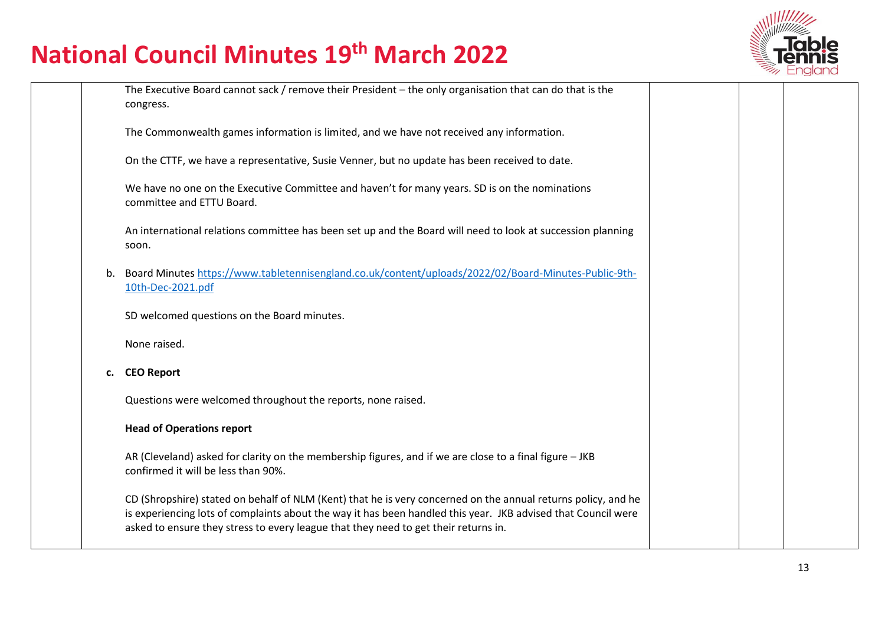# National Council Minutes 19th March 2022

| | | | | |
|---|---|---|---|---|
| | The Executive Board cannot sack / remove their President – the only organisation that can do that is the congress.<br><br>The Commonwealth games information is limited, and we have not received any information.<br><br>On the CTTF, we have a representative, Susie Venner, but no update has been received to date.<br><br>We have no one on the Executive Committee and haven't for many years. SD is on the nominations committee and ETTU Board.<br><br>An international relations committee has been set up and the Board will need to look at succession planning soon.<br><br>b. Board Minutes https://www.tabletennisengland.co.uk/content/uploads/2022/02/Board-Minutes-Public-9th-10th-Dec-2021.pdf<br><br>SD welcomed questions on the Board minutes.<br><br>None raised.<br><br>**c. CEO Report**<br><br>Questions were welcomed throughout the reports, none raised.<br><br>**Head of Operations report**<br><br>AR (Cleveland) asked for clarity on the membership figures, and if we are close to a final figure – JKB confirmed it will be less than 90%.<br><br>CD (Shropshire) stated on behalf of NLM (Kent) that he is very concerned on the annual returns policy, and he is experiencing lots of complaints about the way it has been handled this year. JKB advised that Council were asked to ensure they stress to every league that they need to get their returns in. | | | |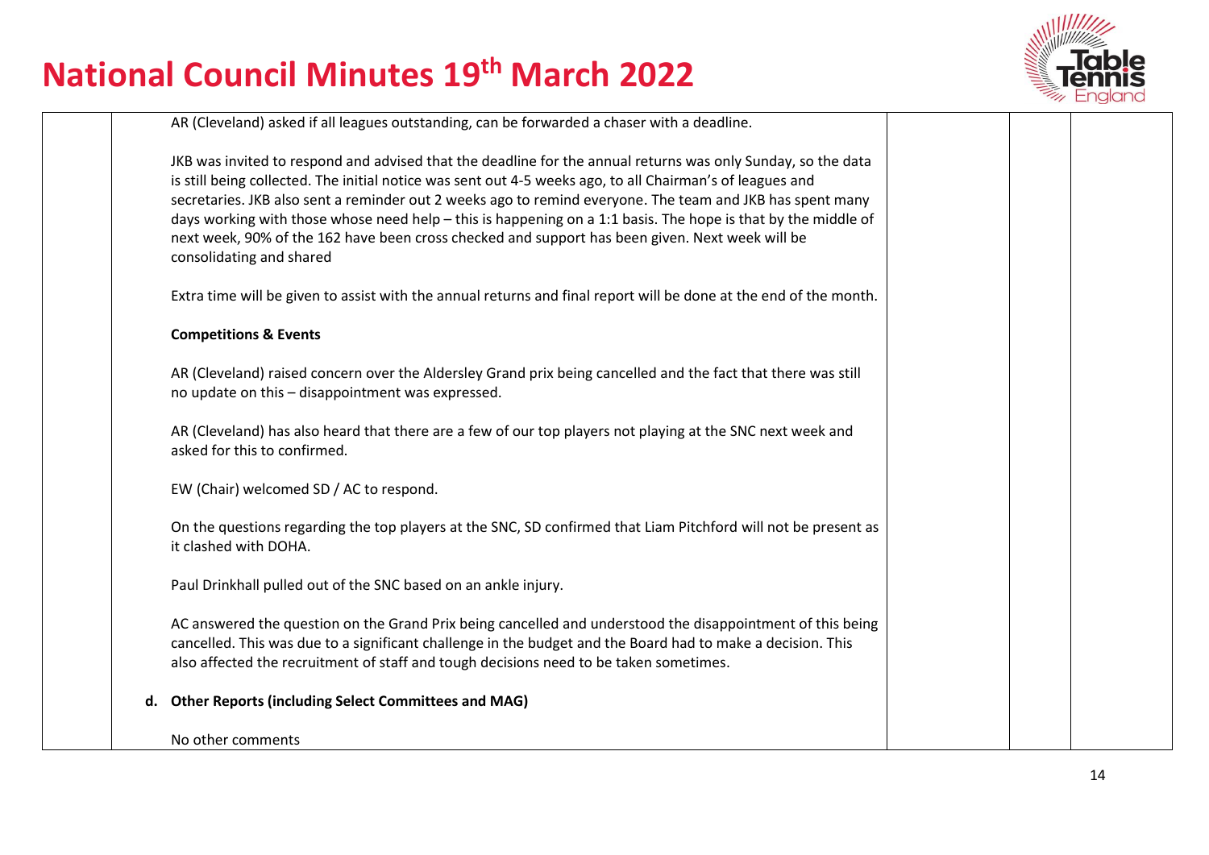AR (Cleveland) asked if all leagues outstanding, can be forwarded a chaser with a deadline.

JKB was invited to respond and advised that the deadline for the annual returns was only Sunday, so the data is still being collected. The initial notice was sent out 4-5 weeks ago, to all Chairman's of leagues and secretaries. JKB also sent a reminder out 2 weeks ago to remind everyone. The team and JKB has spent many days working with those whose need help – this is happening on a 1:1 basis. The hope is that by the middle of next week, 90% of the 162 have been cross checked and support has been given. Next week will be consolidating and shared

Extra time will be given to assist with the annual returns and final report will be done at the end of the month.

**Competitions & Events**

AR (Cleveland) raised concern over the Aldersley Grand prix being cancelled and the fact that there was still no update on this – disappointment was expressed.

AR (Cleveland) has also heard that there are a few of our top players not playing at the SNC next week and asked for this to confirmed.

EW (Chair) welcomed SD / AC to respond.

On the questions regarding the top players at the SNC, SD confirmed that Liam Pitchford will not be present as it clashed with DOHA.

Paul Drinkhall pulled out of the SNC based on an ankle injury.

AC answered the question on the Grand Prix being cancelled and understood the disappointment of this being cancelled. This was due to a significant challenge in the budget and the Board had to make a decision. This also affected the recruitment of staff and tough decisions need to be taken sometimes.

**d. Other Reports (including Select Committees and MAG)**

No other comments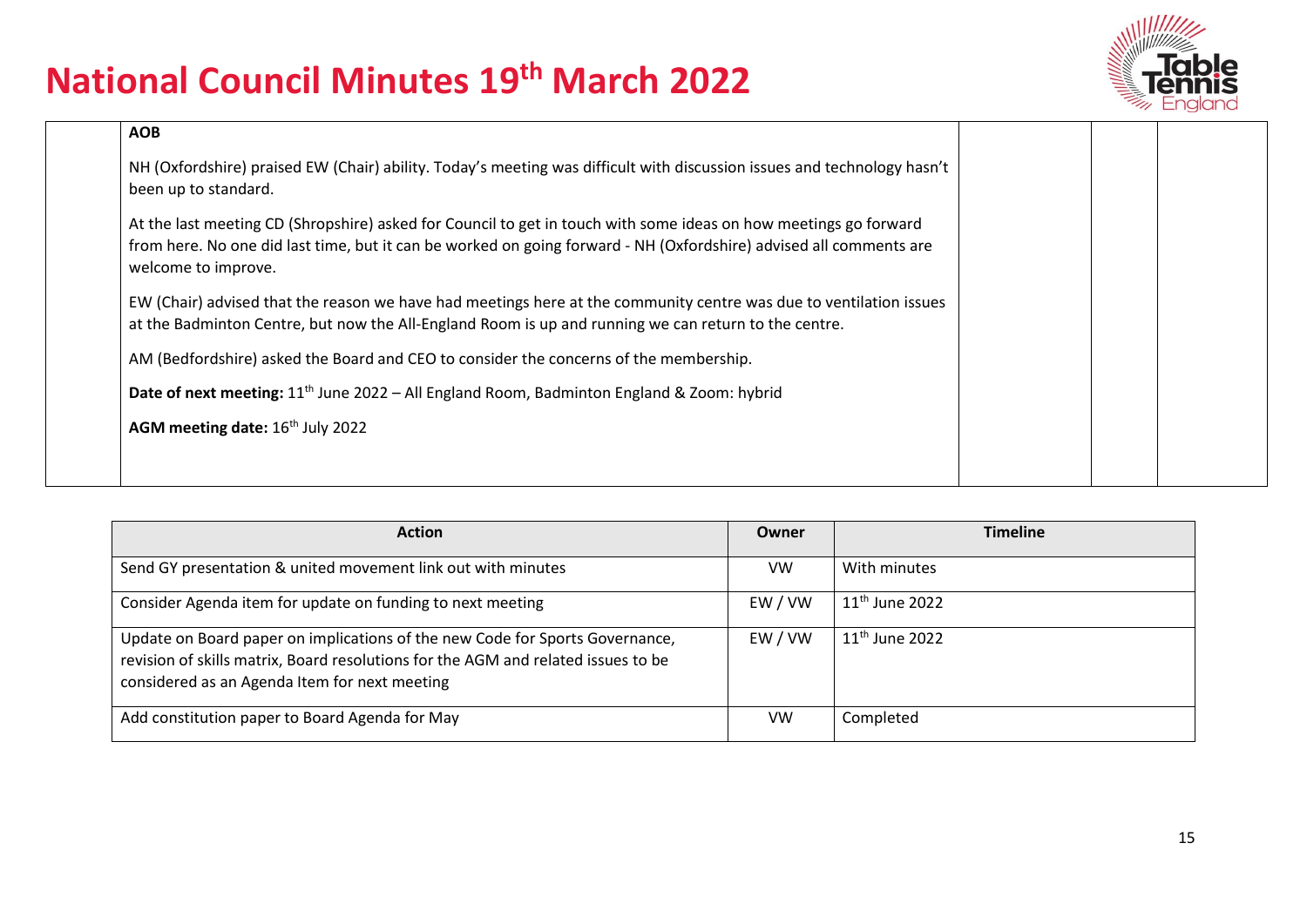| | AOB | | | |
|---|---|---|---|---|
| | NH (Oxfordshire) praised EW (Chair) ability. Today's meeting was difficult with discussion issues and technology hasn't been up to standard.<br><br>At the last meeting CD (Shropshire) asked for Council to get in touch with some ideas on how meetings go forward from here. No one did last time, but it can be worked on going forward - NH (Oxfordshire) advised all comments are welcome to improve.<br><br>EW (Chair) advised that the reason we have had meetings here at the community centre was due to ventilation issues at the Badminton Centre, but now the All-England Room is up and running we can return to the centre.<br><br>AM (Bedfordshire) asked the Board and CEO to consider the concerns of the membership.<br><br>**Date of next meeting:** 11th June 2022 – All England Room, Badminton England & Zoom: hybrid<br><br>**AGM meeting date:** 16th July 2022 | | | |

| Action | Owner | Timeline |
|---|---|---|
| Send GY presentation & united movement link out with minutes | VW | With minutes |
| Consider Agenda item for update on funding to next meeting | EW / VW | 11th June 2022 |
| Update on Board paper on implications of the new Code for Sports Governance, revision of skills matrix, Board resolutions for the AGM and related issues to be considered as an Agenda Item for next meeting | EW / VW | 11th June 2022 |
| Add constitution paper to Board Agenda for May | VW | Completed |